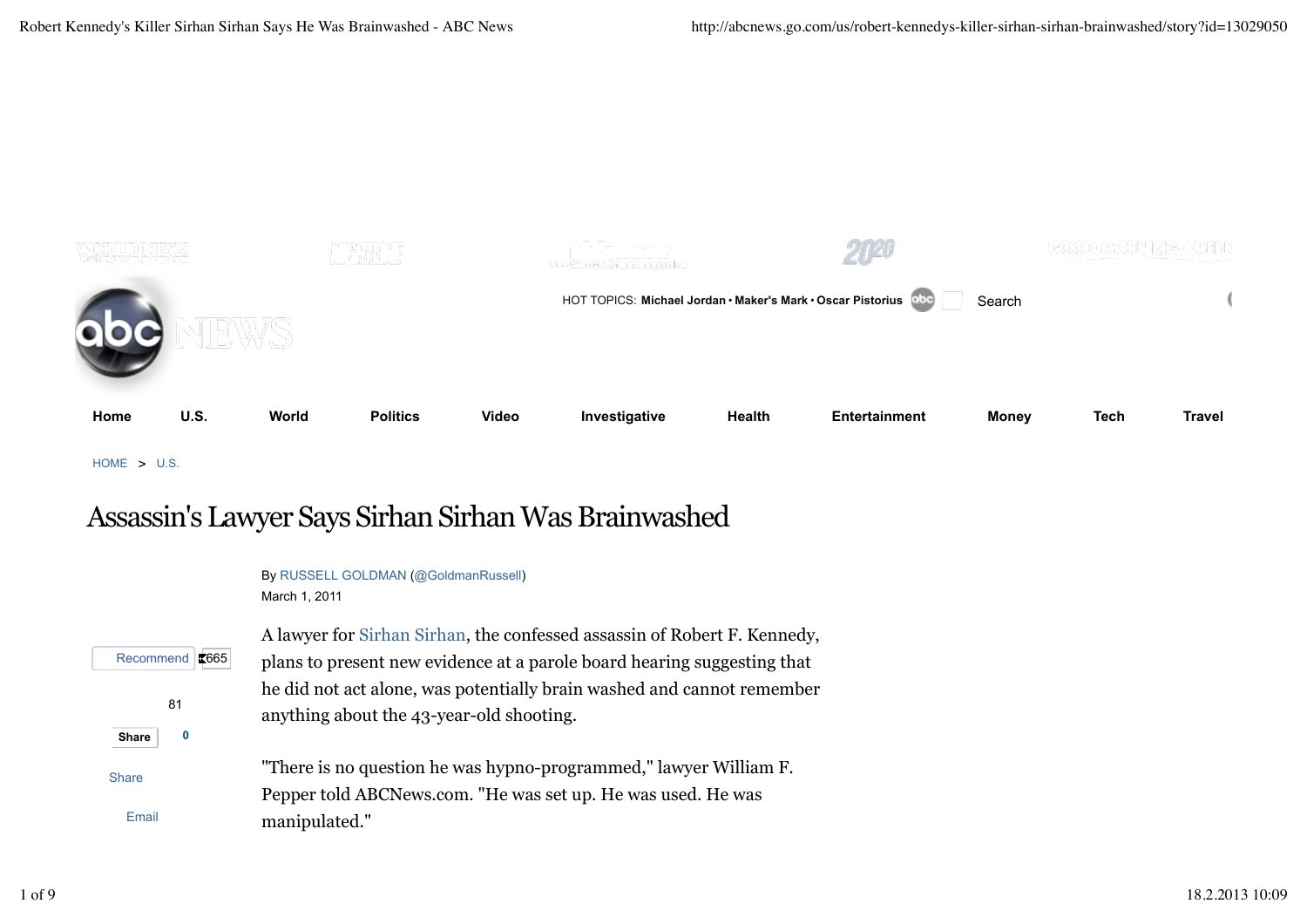HOT TOPICS: **Michael Jordan** • **Maker's Mark** • **Oscar Pistorius**

Search

**Home** **U.S.** **World** **Politics** **Video** **Investigative** **Health** **Entertainment** **Money** **Tech** **Travel**

HOME > U.S.

# Assassin's Lawyer Says Sirhan Sirhan Was Brainwashed

By RUSSELL GOLDMAN (@GoldmanRussell)
March 1, 2011

Recommend 665

81

Share 0

Share

Email

A lawyer for Sirhan Sirhan, the confessed assassin of Robert F. Kennedy, plans to present new evidence at a parole board hearing suggesting that he did not act alone, was potentially brain washed and cannot remember anything about the 43-year-old shooting.

"There is no question he was hypno-programmed," lawyer William F. Pepper told ABCNews.com. "He was set up. He was used. He was manipulated."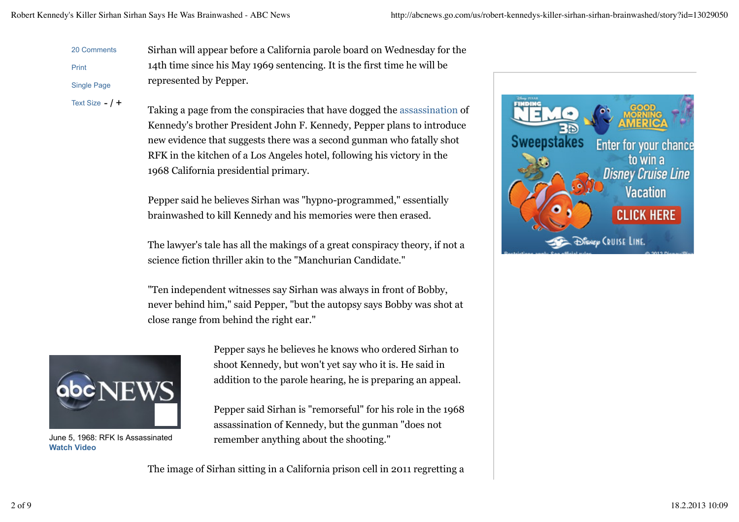Sirhan will appear before a California parole board on Wednesday for the 14th time since his May 1969 sentencing. It is the first time he will be represented by Pepper.

Taking a page from the conspiracies that have dogged the assassination of Kennedy's brother President John F. Kennedy, Pepper plans to introduce new evidence that suggests there was a second gunman who fatally shot RFK in the kitchen of a Los Angeles hotel, following his victory in the 1968 California presidential primary.

Pepper said he believes Sirhan was "hypno-programmed," essentially brainwashed to kill Kennedy and his memories were then erased.

The lawyer's tale has all the makings of a great conspiracy theory, if not a science fiction thriller akin to the "Manchurian Candidate."

"Ten independent witnesses say Sirhan was always in front of Bobby, never behind him," said Pepper, "but the autopsy says Bobby was shot at close range from behind the right ear."

June 5, 1968: RFK Is Assassinated
**Watch Video**

Pepper says he believes he knows who ordered Sirhan to shoot Kennedy, but won't yet say who it is. He said in addition to the parole hearing, he is preparing an appeal.

Pepper said Sirhan is "remorseful" for his role in the 1968 assassination of Kennedy, but the gunman "does not remember anything about the shooting."

The image of Sirhan sitting in a California prison cell in 2011 regretting a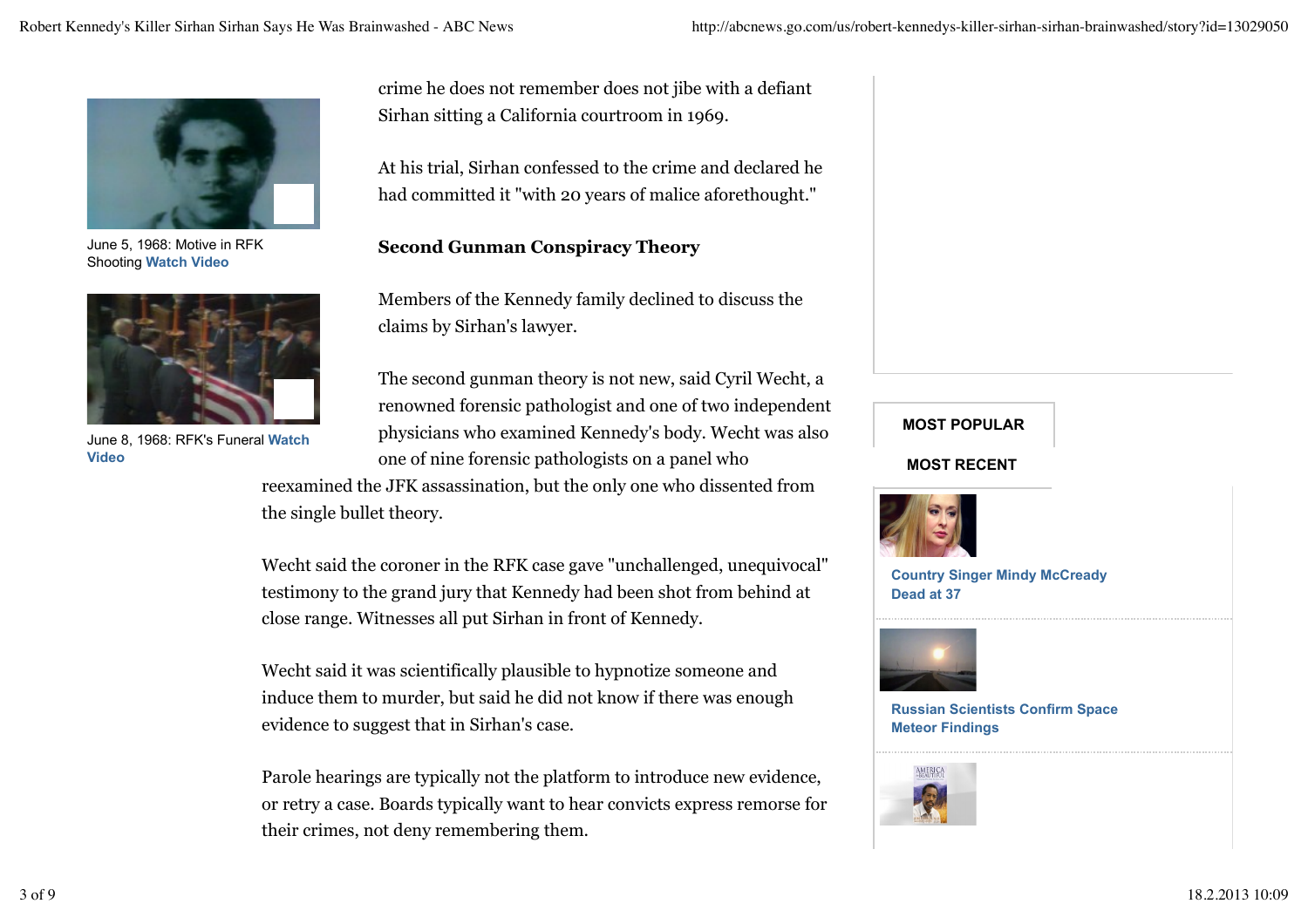crime he does not remember does not jibe with a defiant Sirhan sitting a California courtroom in 1969.

At his trial, Sirhan confessed to the crime and declared he had committed it "with 20 years of malice aforethought."

**Second Gunman Conspiracy Theory**

Members of the Kennedy family declined to discuss the claims by Sirhan's lawyer.

The second gunman theory is not new, said Cyril Wecht, a renowned forensic pathologist and one of two independent physicians who examined Kennedy's body. Wecht was also one of nine forensic pathologists on a panel who reexamined the JFK assassination, but the only one who dissented from the single bullet theory.

Wecht said the coroner in the RFK case gave "unchallenged, unequivocal" testimony to the grand jury that Kennedy had been shot from behind at close range. Witnesses all put Sirhan in front of Kennedy.

Wecht said it was scientifically plausible to hypnotize someone and induce them to murder, but said he did not know if there was enough evidence to suggest that in Sirhan's case.

Parole hearings are typically not the platform to introduce new evidence, or retry a case. Boards typically want to hear convicts express remorse for their crimes, not deny remembering them.

June 5, 1968: Motive in RFK Shooting **Watch Video**

June 8, 1968: RFK's Funeral **Watch Video**

**MOST POPULAR**

**MOST RECENT**

**Country Singer Mindy McCready Dead at 37**

**Russian Scientists Confirm Space Meteor Findings**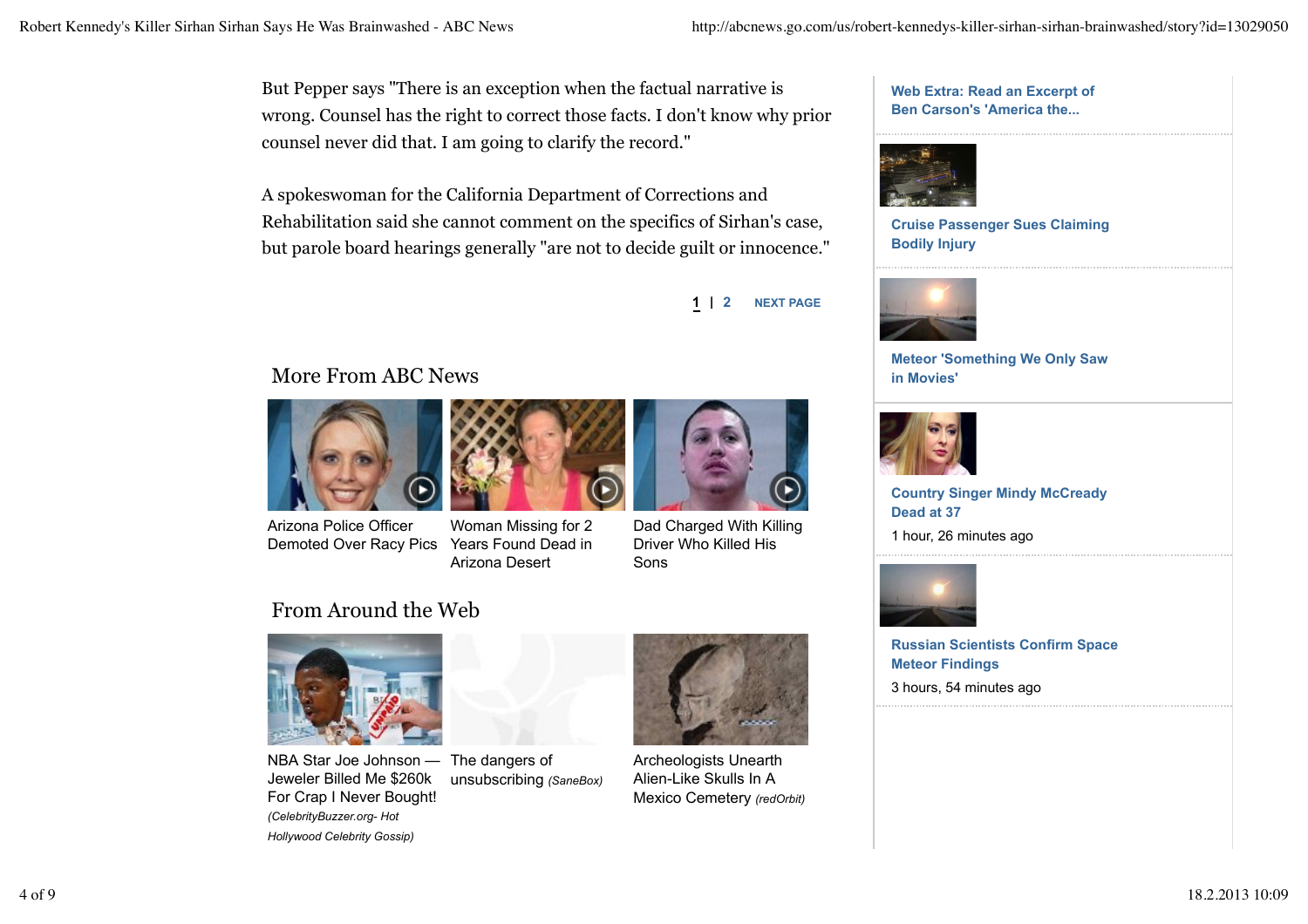But Pepper says "There is an exception when the factual narrative is wrong. Counsel has the right to correct those facts. I don't know why prior counsel never did that. I am going to clarify the record."

A spokeswoman for the California Department of Corrections and Rehabilitation said she cannot comment on the specifics of Sirhan's case, but parole board hearings generally "are not to decide guilt or innocence."

1 | 2 NEXT PAGE

## More From ABC News

Arizona Police Officer Demoted Over Racy Pics

Woman Missing for 2 Years Found Dead in Arizona Desert

Dad Charged With Killing Driver Who Killed His Sons

## From Around the Web

NBA Star Joe Johnson — Jeweler Billed Me $260k For Crap I Never Bought! *(CelebrityBuzzer.org- Hot Hollywood Celebrity Gossip)*

The dangers of unsubscribing *(SaneBox)*

Archeologists Unearth Alien-Like Skulls In A Mexico Cemetery *(redOrbit)*

**Web Extra: Read an Excerpt of Ben Carson's 'America the...**

**Cruise Passenger Sues Claiming Bodily Injury**

**Meteor 'Something We Only Saw in Movies'**

**Country Singer Mindy McCready Dead at 37**

1 hour, 26 minutes ago

**Russian Scientists Confirm Space Meteor Findings**

3 hours, 54 minutes ago